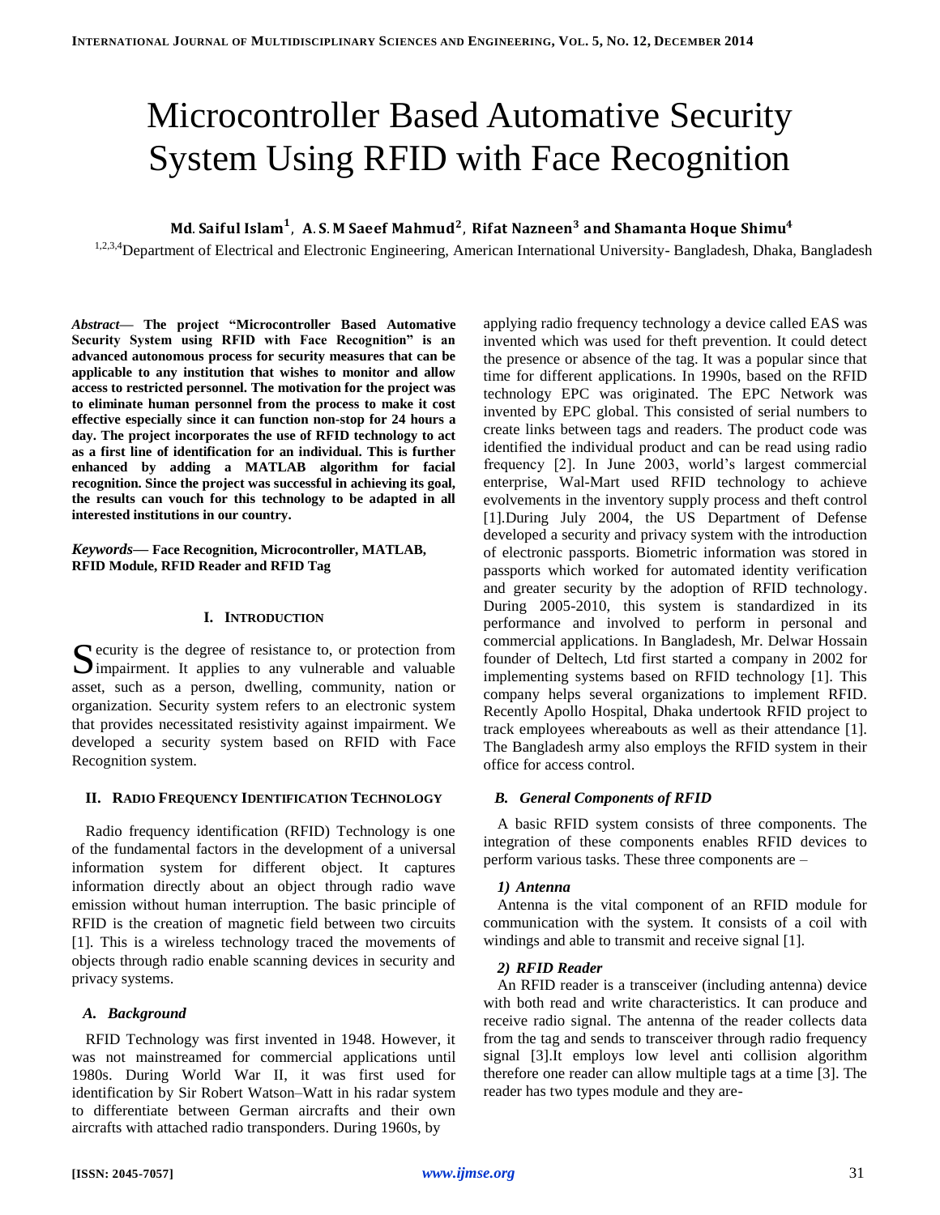# Microcontroller Based Automative Security System Using RFID with Face Recognition

**Md. Saiful Islam[1], A. S. M Saeef Mahmud[2], Rifat Nazneen[3] and Shamanta Hoque Shimu[4]**

[1,2,3,4]Department of Electrical and Electronic Engineering, American International University- Bangladesh, Dhaka, Bangladesh

***Abstract*— The project "Microcontroller Based Automative Security System using RFID with Face Recognition" is an advanced autonomous process for security measures that can be applicable to any institution that wishes to monitor and allow access to restricted personnel. The motivation for the project was to eliminate human personnel from the process to make it cost effective especially since it can function non-stop for 24 hours a day. The project incorporates the use of RFID technology to act as a first line of identification for an individual. This is further enhanced by adding a MATLAB algorithm for facial recognition. Since the project was successful in achieving its goal, the results can vouch for this technology to be adapted in all interested institutions in our country.**

***Keywords*— Face Recognition, Microcontroller, MATLAB, RFID Module, RFID Reader and RFID Tag**

## I. Introduction

Security is the degree of resistance to, or protection from impairment. It applies to any vulnerable and valuable asset, such as a person, dwelling, community, nation or organization. Security system refers to an electronic system that provides necessitated resistivity against impairment. We developed a security system based on RFID with Face Recognition system.

## II. Radio Frequency Identification Technology

Radio frequency identification (RFID) Technology is one of the fundamental factors in the development of a universal information system for different object. It captures information directly about an object through radio wave emission without human interruption. The basic principle of RFID is the creation of magnetic field between two circuits [1]. This is a wireless technology traced the movements of objects through radio enable scanning devices in security and privacy systems.

### *A. Background*

RFID Technology was first invented in 1948. However, it was not mainstreamed for commercial applications until 1980s. During World War II, it was first used for identification by Sir Robert Watson–Watt in his radar system to differentiate between German aircrafts and their own aircrafts with attached radio transponders. During 1960s, by applying radio frequency technology a device called EAS was invented which was used for theft prevention. It could detect the presence or absence of the tag. It was a popular since that time for different applications. In 1990s, based on the RFID technology EPC was originated. The EPC Network was invented by EPC global. This consisted of serial numbers to create links between tags and readers. The product code was identified the individual product and can be read using radio frequency [2]. In June 2003, world's largest commercial enterprise, Wal-Mart used RFID technology to achieve evolvements in the inventory supply process and theft control [1].During July 2004, the US Department of Defense developed a security and privacy system with the introduction of electronic passports. Biometric information was stored in passports which worked for automated identity verification and greater security by the adoption of RFID technology. During 2005-2010, this system is standardized in its performance and involved to perform in personal and commercial applications. In Bangladesh, Mr. Delwar Hossain founder of Deltech, Ltd first started a company in 2002 for implementing systems based on RFID technology [1]. This company helps several organizations to implement RFID. Recently Apollo Hospital, Dhaka undertook RFID project to track employees whereabouts as well as their attendance [1]. The Bangladesh army also employs the RFID system in their office for access control.

### *B. General Components of RFID*

A basic RFID system consists of three components. The integration of these components enables RFID devices to perform various tasks. These three components are –

#### *1) Antenna*

Antenna is the vital component of an RFID module for communication with the system. It consists of a coil with windings and able to transmit and receive signal [1].

#### *2) RFID Reader*

An RFID reader is a transceiver (including antenna) device with both read and write characteristics. It can produce and receive radio signal. The antenna of the reader collects data from the tag and sends to transceiver through radio frequency signal [3].It employs low level anti collision algorithm therefore one reader can allow multiple tags at a time [3]. The reader has two types module and they are-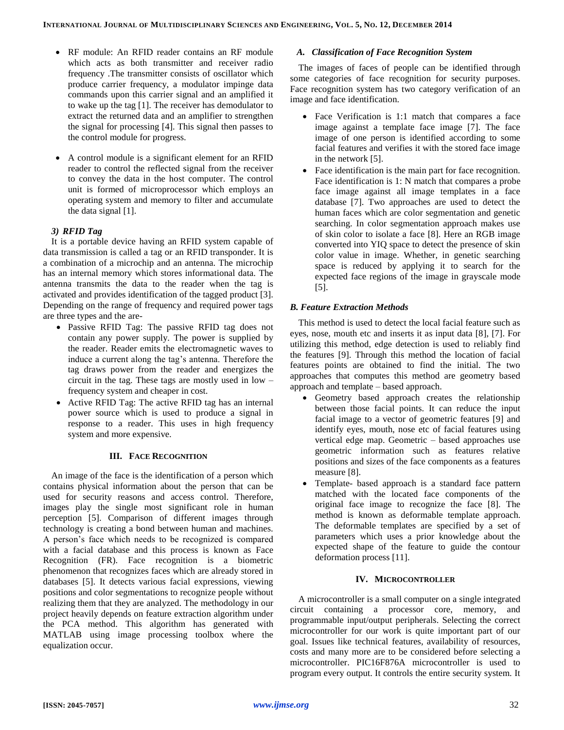- RF module: An RFID reader contains an RF module which acts as both transmitter and receiver radio frequency .The transmitter consists of oscillator which produce carrier frequency, a modulator impinge data commands upon this carrier signal and an amplified it to wake up the tag [1]. The receiver has demodulator to extract the returned data and an amplifier to strengthen the signal for processing [4]. This signal then passes to the control module for progress.

- A control module is a significant element for an RFID reader to control the reflected signal from the receiver to convey the data in the host computer. The control unit is formed of microprocessor which employs an operating system and memory to filter and accumulate the data signal [1].

#### *3) RFID Tag*

It is a portable device having an RFID system capable of data transmission is called a tag or an RFID transponder. It is a combination of a microchip and an antenna. The microchip has an internal memory which stores informational data. The antenna transmits the data to the reader when the tag is activated and provides identification of the tagged product [3]. Depending on the range of frequency and required power tags are three types and the are-

- Passive RFID Tag: The passive RFID tag does not contain any power supply. The power is supplied by the reader. Reader emits the electromagnetic waves to induce a current along the tag's antenna. Therefore the tag draws power from the reader and energizes the circuit in the tag. These tags are mostly used in low – frequency system and cheaper in cost.
- Active RFID Tag: The active RFID tag has an internal power source which is used to produce a signal in response to a reader. This uses in high frequency system and more expensive.

## III. Face Recognition

An image of the face is the identification of a person which contains physical information about the person that can be used for security reasons and access control. Therefore, images play the single most significant role in human perception [5]. Comparison of different images through technology is creating a bond between human and machines. A person's face which needs to be recognized is compared with a facial database and this process is known as Face Recognition (FR). Face recognition is a biometric phenomenon that recognizes faces which are already stored in databases [5]. It detects various facial expressions, viewing positions and color segmentations to recognize people without realizing them that they are analyzed. The methodology in our project heavily depends on feature extraction algorithm under the PCA method. This algorithm has generated with MATLAB using image processing toolbox where the equalization occur.

### *A. Classification of Face Recognition System*

The images of faces of people can be identified through some categories of face recognition for security purposes. Face recognition system has two category verification of an image and face identification.

- Face Verification is 1:1 match that compares a face image against a template face image [7]. The face image of one person is identified according to some facial features and verifies it with the stored face image in the network [5].
- Face identification is the main part for face recognition. Face identification is 1: N match that compares a probe face image against all image templates in a face database [7]. Two approaches are used to detect the human faces which are color segmentation and genetic searching. In color segmentation approach makes use of skin color to isolate a face [8]. Here an RGB image converted into YIQ space to detect the presence of skin color value in image. Whether, in genetic searching space is reduced by applying it to search for the expected face regions of the image in grayscale mode [5].

### *B. Feature Extraction Methods*

This method is used to detect the local facial feature such as eyes, nose, mouth etc and inserts it as input data [8], [7]. For utilizing this method, edge detection is used to reliably find the features [9]. Through this method the location of facial features points are obtained to find the initial. The two approaches that computes this method are geometry based approach and template – based approach.

- Geometry based approach creates the relationship between those facial points. It can reduce the input facial image to a vector of geometric features [9] and identify eyes, mouth, nose etc of facial features using vertical edge map. Geometric – based approaches use geometric information such as features relative positions and sizes of the face components as a features measure [8].
- Template- based approach is a standard face pattern matched with the located face components of the original face image to recognize the face [8]. The method is known as deformable template approach. The deformable templates are specified by a set of parameters which uses a prior knowledge about the expected shape of the feature to guide the contour deformation process [11].

## IV. Microcontroller

A microcontroller is a small computer on a single integrated circuit containing a processor core, memory, and programmable input/output peripherals. Selecting the correct microcontroller for our work is quite important part of our goal. Issues like technical features, availability of resources, costs and many more are to be considered before selecting a microcontroller. PIC16F876A microcontroller is used to program every output. It controls the entire security system. It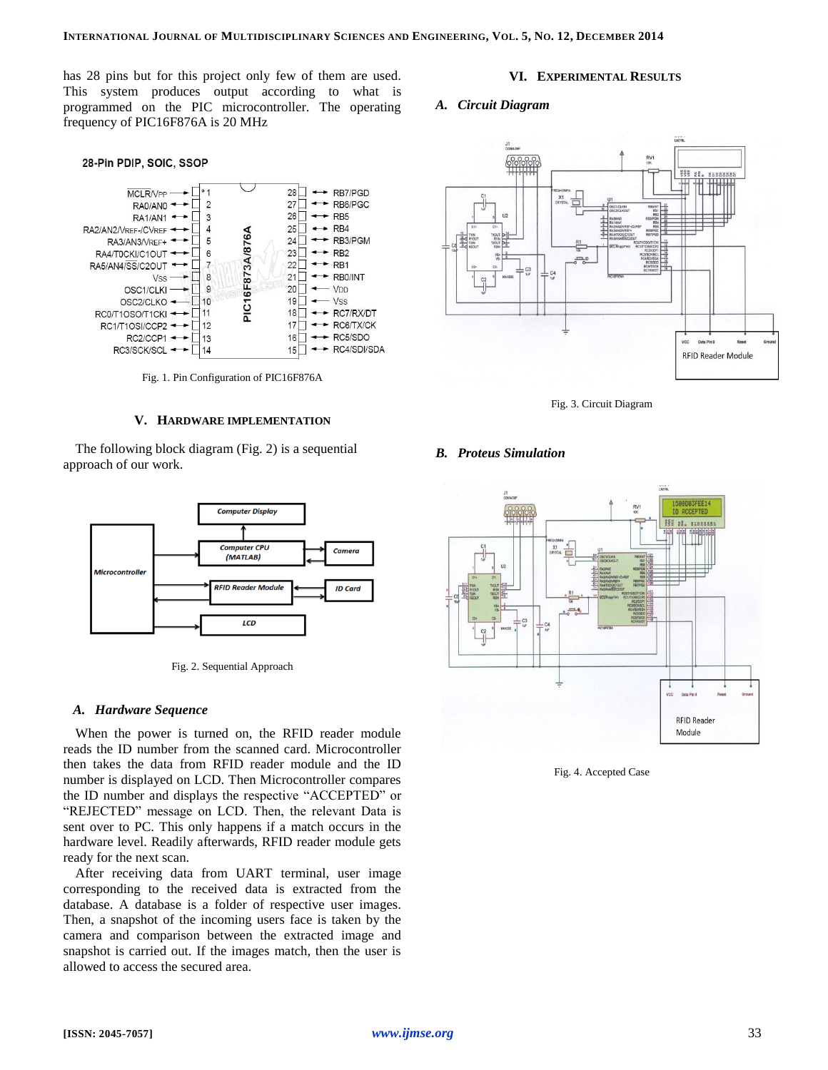has 28 pins but for this project only few of them are used. This system produces output according to what is programmed on the PIC microcontroller. The operating frequency of PIC16F876A is 20 MHz

Fig. 1. Pin Configuration of PIC16F876A

## V. Hardware Implementation

The following block diagram (Fig. 2) is a sequential approach of our work.

Fig. 2. Sequential Approach

### A. Hardware Sequence

When the power is turned on, the RFID reader module reads the ID number from the scanned card. Microcontroller then takes the data from RFID reader module and the ID number is displayed on LCD. Then Microcontroller compares the ID number and displays the respective "ACCEPTED" or "REJECTED" message on LCD. Then, the relevant Data is sent over to PC. This only happens if a match occurs in the hardware level. Readily afterwards, RFID reader module gets ready for the next scan.

After receiving data from UART terminal, user image corresponding to the received data is extracted from the database. A database is a folder of respective user images. Then, a snapshot of the incoming users face is taken by the camera and comparison between the extracted image and snapshot is carried out. If the images match, then the user is allowed to access the secured area.

## VI. Experimental Results

### A. Circuit Diagram

Fig. 3. Circuit Diagram

### B. Proteus Simulation

Fig. 4. Accepted Case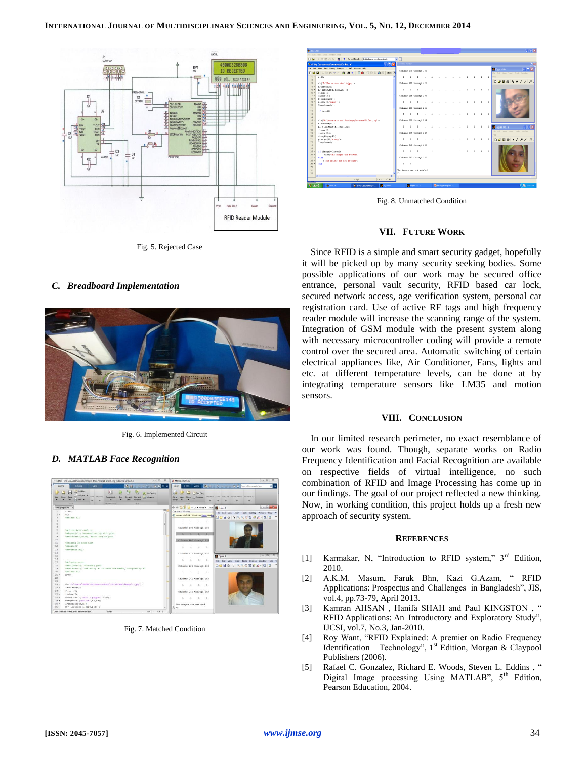Fig. 5. Rejected Case

### C. Breadboard Implementation

Fig. 6. Implemented Circuit

### D. MATLAB Face Recognition

Fig. 7. Matched Condition

Fig. 8. Unmatched Condition

## VII. Future Work

Since RFID is a simple and smart security gadget, hopefully it will be picked up by many security seeking bodies. Some possible applications of our work may be secured office entrance, personal vault security, RFID based car lock, secured network access, age verification system, personal car registration card. Use of active RF tags and high frequency reader module will increase the scanning range of the system. Integration of GSM module with the present system along with necessary microcontroller coding will provide a remote control over the secured area. Automatic switching of certain electrical appliances like, Air Conditioner, Fans, lights and etc. at different temperature levels, can be done at by integrating temperature sensors like LM35 and motion sensors.

## VIII. Conclusion

In our limited research perimeter, no exact resemblance of our work was found. Though, separate works on Radio Frequency Identification and Facial Recognition are available on respective fields of virtual intelligence, no such combination of RFID and Image Processing has come up in our findings. The goal of our project reflected a new thinking. Now, in working condition, this project holds up a fresh new approach of security system.

## References

[1] Karmakar, N, "Introduction to RFID system," 3rd Edition, 2010.

[2] A.K.M. Masum, Faruk Bhn, Kazi G.Azam, " RFID Applications: Prospectus and Challenges in Bangladesh", JIS, vol.4, pp.73-79, April 2013.

[3] Kamran AHSAN , Hanifa SHAH and Paul KINGSTON , " RFID Applications: An Introductory and Exploratory Study", IJCSI, vol.7, No.3, Jan-2010.

[4] Roy Want, "RFID Explained: A premier on Radio Frequency Identification Technology", 1st Edition, Morgan & Claypool Publishers (2006).

[5] Rafael C. Gonzalez, Richard E. Woods, Steven L. Eddins , " Digital Image processing Using MATLAB", 5th Edition, Pearson Education, 2004.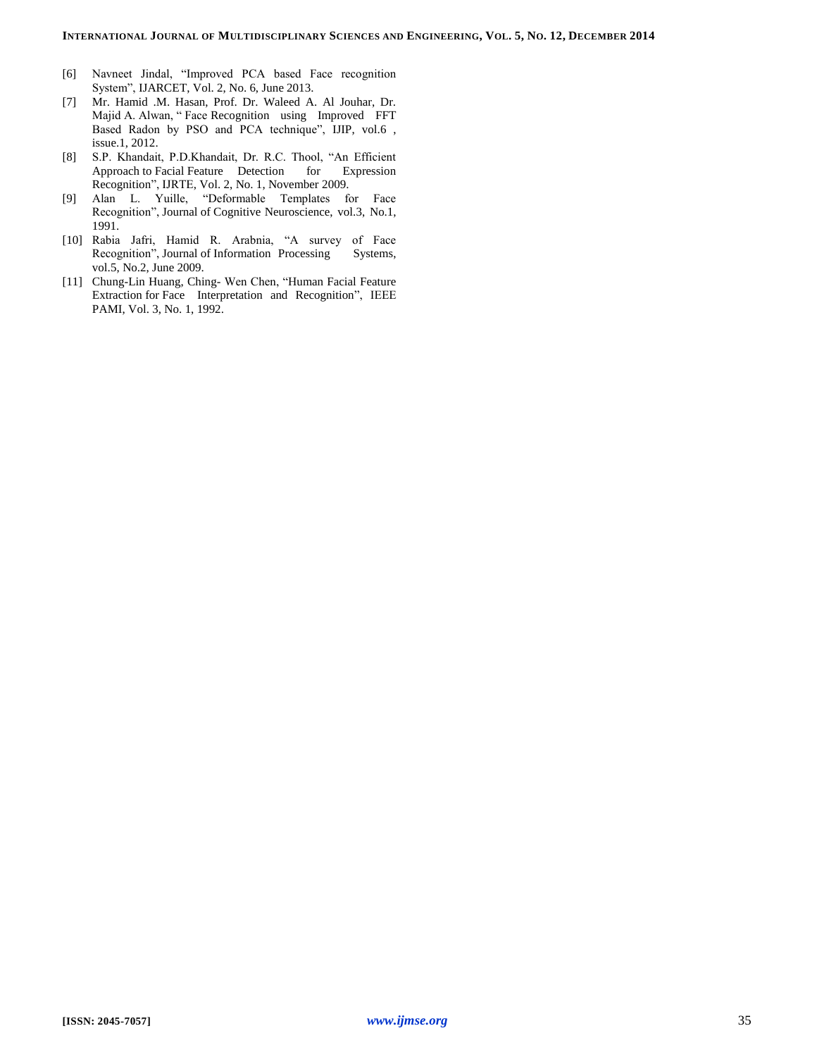[6] Navneet Jindal, "Improved PCA based Face recognition System", IJARCET, Vol. 2, No. 6, June 2013.

[7] Mr. Hamid .M. Hasan, Prof. Dr. Waleed A. Al Jouhar, Dr. Majid A. Alwan, " Face Recognition using Improved FFT Based Radon by PSO and PCA technique", IJIP, vol.6 , issue.1, 2012.

[8] S.P. Khandait, P.D.Khandait, Dr. R.C. Thool, "An Efficient Approach to Facial Feature Detection for Expression Recognition", IJRTE, Vol. 2, No. 1, November 2009.

[9] Alan L. Yuille, "Deformable Templates for Face Recognition", Journal of Cognitive Neuroscience, vol.3, No.1, 1991.

[10] Rabia Jafri, Hamid R. Arabnia, "A survey of Face Recognition", Journal of Information Processing Systems, vol.5, No.2, June 2009.

[11] Chung-Lin Huang, Ching- Wen Chen, "Human Facial Feature Extraction for Face Interpretation and Recognition", IEEE PAMI, Vol. 3, No. 1, 1992.